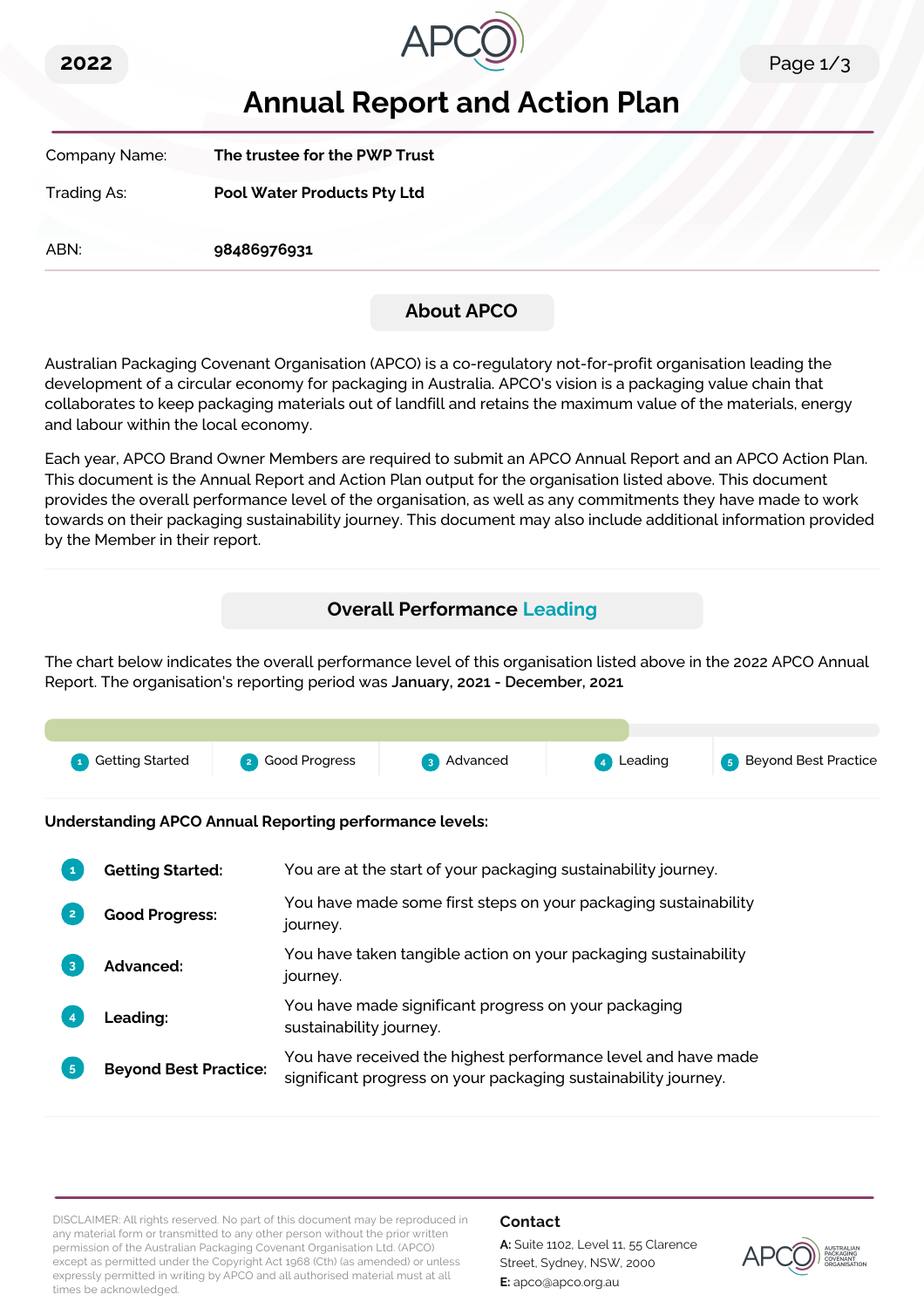2022

# Annual Report and Action Plan

| | |
|---|---|
| Company Name: | **The trustee for the PWP Trust** |
| Trading As: | **Pool Water Products Pty Ltd** |
| ABN: | **98486976931** |

## About APCO

Australian Packaging Covenant Organisation (APCO) is a co-regulatory not-for-profit organisation leading the development of a circular economy for packaging in Australia. APCO's vision is a packaging value chain that collaborates to keep packaging materials out of landfill and retains the maximum value of the materials, energy and labour within the local economy.

Each year, APCO Brand Owner Members are required to submit an APCO Annual Report and an APCO Action Plan. This document is the Annual Report and Action Plan output for the organisation listed above. This document provides the overall performance level of the organisation, as well as any commitments they have made to work towards on their packaging sustainability journey. This document may also include additional information provided by the Member in their report.

## Overall Performance Leading

The chart below indicates the overall performance level of this organisation listed above in the 2022 APCO Annual Report. The organisation's reporting period was **January, 2021 - December, 2021**

1 Getting Started | 2 Good Progress | 3 Advanced | 4 Leading | 5 Beyond Best Practice

**Understanding APCO Annual Reporting performance levels:**

| | |
|---|---|
| 1 **Getting Started:** | You are at the start of your packaging sustainability journey. |
| 2 **Good Progress:** | You have made some first steps on your packaging sustainability journey. |
| 3 **Advanced:** | You have taken tangible action on your packaging sustainability journey. |
| 4 **Leading:** | You have made significant progress on your packaging sustainability journey. |
| 5 **Beyond Best Practice:** | You have received the highest performance level and have made significant progress on your packaging sustainability journey. |

DISCLAIMER: All rights reserved. No part of this document may be reproduced in any material form or transmitted to any other person without the prior written permission of the Australian Packaging Covenant Organisation Ltd. (APCO) except as permitted under the Copyright Act 1968 (Cth) (as amended) or unless expressly permitted in writing by APCO and all authorised material must at all times be acknowledged.

**Contact**

**A:** Suite 1102, Level 11, 55 Clarence Street, Sydney, NSW, 2000

**E:** apco@apco.org.au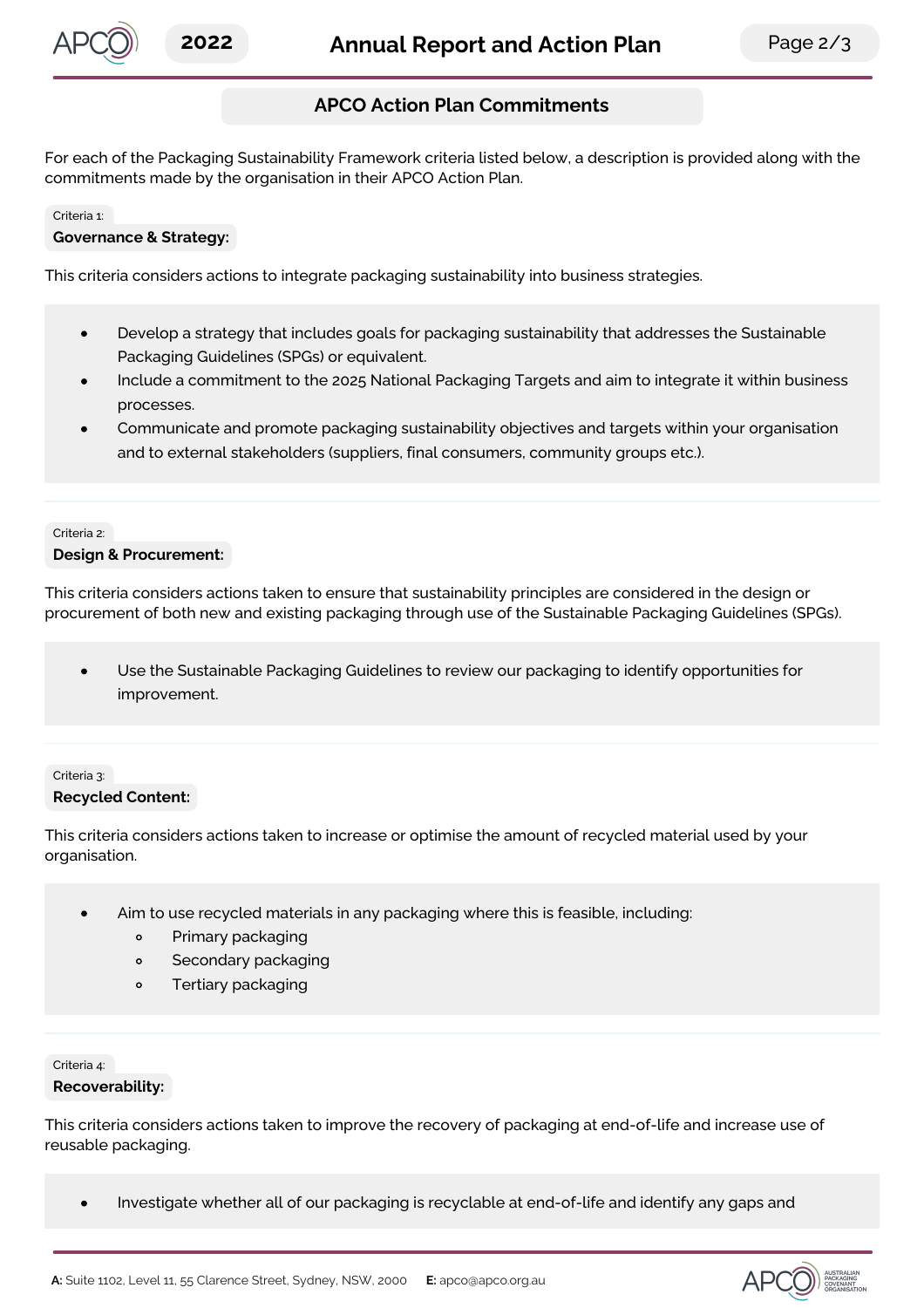## APCO Action Plan Commitments

For each of the Packaging Sustainability Framework criteria listed below, a description is provided along with the commitments made by the organisation in their APCO Action Plan.

Criteria 1:

### Governance & Strategy:

This criteria considers actions to integrate packaging sustainability into business strategies.

- Develop a strategy that includes goals for packaging sustainability that addresses the Sustainable Packaging Guidelines (SPGs) or equivalent.
- Include a commitment to the 2025 National Packaging Targets and aim to integrate it within business processes.
- Communicate and promote packaging sustainability objectives and targets within your organisation and to external stakeholders (suppliers, final consumers, community groups etc.).

Criteria 2:

### Design & Procurement:

This criteria considers actions taken to ensure that sustainability principles are considered in the design or procurement of both new and existing packaging through use of the Sustainable Packaging Guidelines (SPGs).

- Use the Sustainable Packaging Guidelines to review our packaging to identify opportunities for improvement.

Criteria 3:

### Recycled Content:

This criteria considers actions taken to increase or optimise the amount of recycled material used by your organisation.

- Aim to use recycled materials in any packaging where this is feasible, including:
  - Primary packaging
  - Secondary packaging
  - Tertiary packaging

Criteria 4:

### Recoverability:

This criteria considers actions taken to improve the recovery of packaging at end-of-life and increase use of reusable packaging.

- Investigate whether all of our packaging is recyclable at end-of-life and identify any gaps and

A: Suite 1102, Level 11, 55 Clarence Street, Sydney, NSW, 2000 E: apco@apco.org.au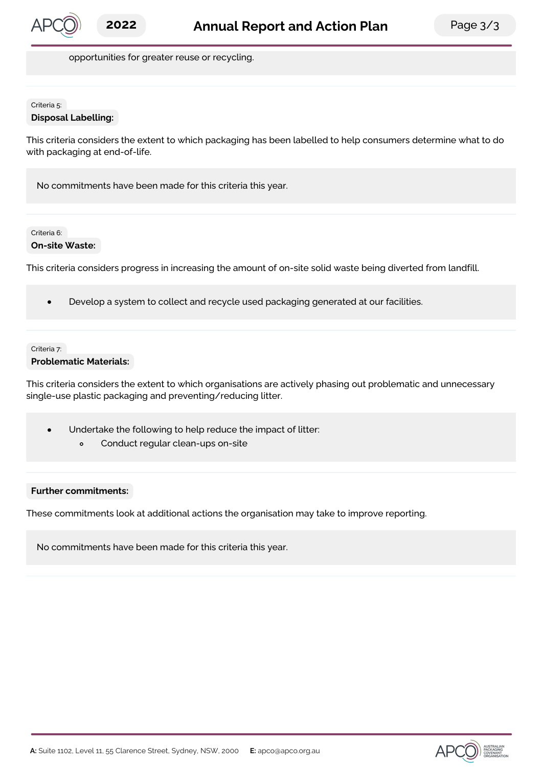opportunities for greater reuse or recycling.

Criteria 5:

**Disposal Labelling:**

This criteria considers the extent to which packaging has been labelled to help consumers determine what to do with packaging at end-of-life.

No commitments have been made for this criteria this year.

Criteria 6:

**On-site Waste:**

This criteria considers progress in increasing the amount of on-site solid waste being diverted from landfill.

- Develop a system to collect and recycle used packaging generated at our facilities.

Criteria 7:

**Problematic Materials:**

This criteria considers the extent to which organisations are actively phasing out problematic and unnecessary single-use plastic packaging and preventing/reducing litter.

- Undertake the following to help reduce the impact of litter:
    - Conduct regular clean-ups on-site

**Further commitments:**

These commitments look at additional actions the organisation may take to improve reporting.

No commitments have been made for this criteria this year.